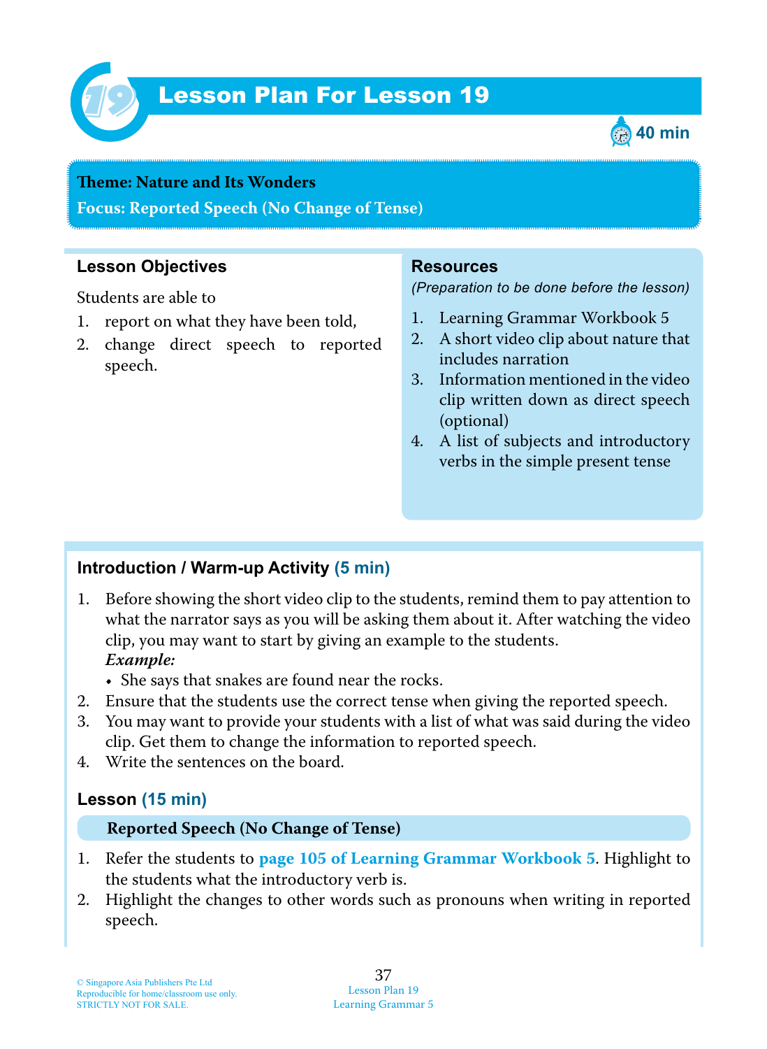# Lesson Plan For Lesson 19

40 min

**Theme: Nature and Its Wonders**

**Focus: Reported Speech (No Change of Tense)**

## Lesson Objectives

Students are able to

1. report on what they have been told,
2. change direct speech to reported speech.

## Resources

*(Preparation to be done before the lesson)*

1. Learning Grammar Workbook 5
2. A short video clip about nature that includes narration
3. Information mentioned in the video clip written down as direct speech (optional)
4. A list of subjects and introductory verbs in the simple present tense

## Introduction / Warm-up Activity (5 min)

1. Before showing the short video clip to the students, remind them to pay attention to what the narrator says as you will be asking them about it. After watching the video clip, you may want to start by giving an example to the students.
   ***Example:***
   - She says that snakes are found near the rocks.
2. Ensure that the students use the correct tense when giving the reported speech.
3. You may want to provide your students with a list of what was said during the video clip. Get them to change the information to reported speech.
4. Write the sentences on the board.

## Lesson (15 min)

**Reported Speech (No Change of Tense)**

1. Refer the students to **page 105 of Learning Grammar Workbook 5**. Highlight to the students what the introductory verb is.
2. Highlight the changes to other words such as pronouns when writing in reported speech.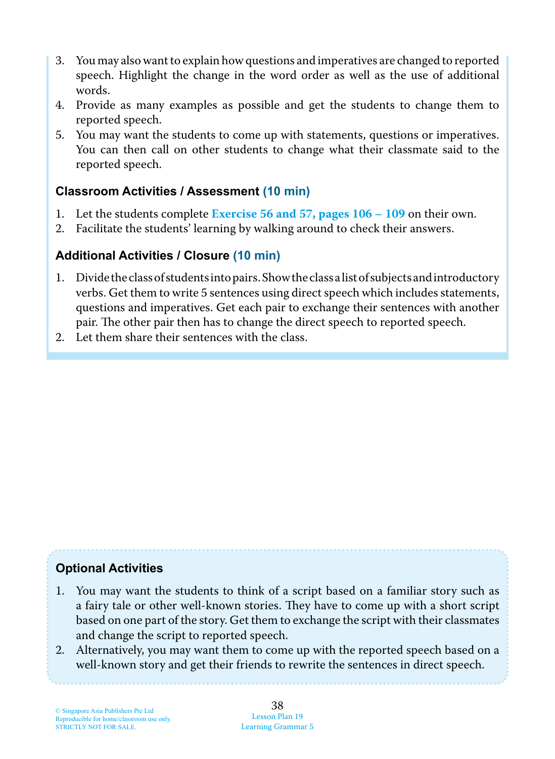3. You may also want to explain how questions and imperatives are changed to reported speech. Highlight the change in the word order as well as the use of additional words.
4. Provide as many examples as possible and get the students to change them to reported speech.
5. You may want the students to come up with statements, questions or imperatives. You can then call on other students to change what their classmate said to the reported speech.

### Classroom Activities / Assessment (10 min)

1. Let the students complete **Exercise 56 and 57, pages 106 – 109** on their own.
2. Facilitate the students' learning by walking around to check their answers.

### Additional Activities / Closure (10 min)

1. Divide the class of students into pairs. Show the class a list of subjects and introductory verbs. Get them to write 5 sentences using direct speech which includes statements, questions and imperatives. Get each pair to exchange their sentences with another pair. The other pair then has to change the direct speech to reported speech.
2. Let them share their sentences with the class.

### Optional Activities

1. You may want the students to think of a script based on a familiar story such as a fairy tale or other well-known stories. They have to come up with a short script based on one part of the story. Get them to exchange the script with their classmates and change the script to reported speech.
2. Alternatively, you may want them to come up with the reported speech based on a well-known story and get their friends to rewrite the sentences in direct speech.

© Singapore Asia Publishers Pte Ltd
Reproducible for home/classroom use only.
STRICTLY NOT FOR SALE.